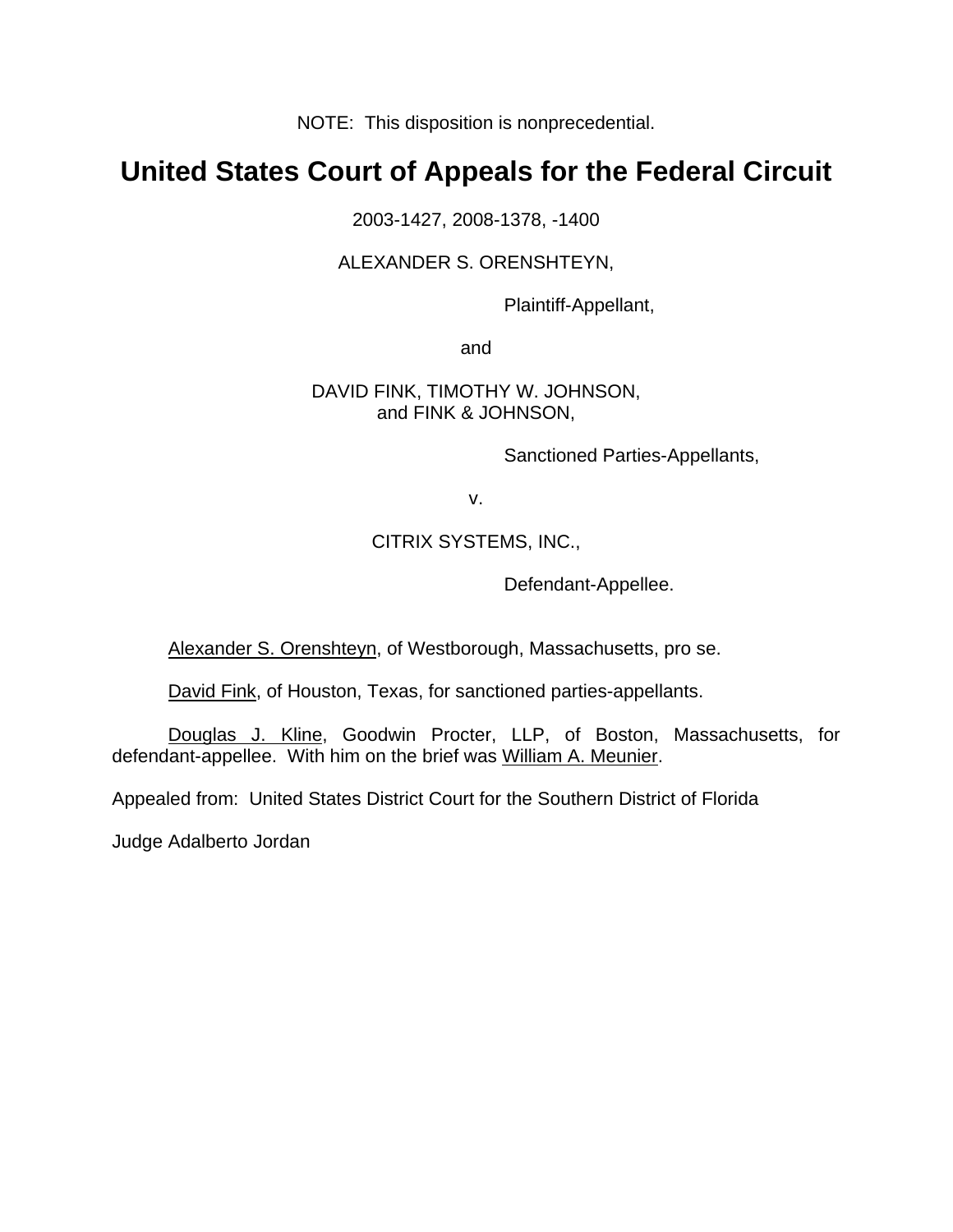NOTE: This disposition is nonprecedential.

# United States Court of Appeals for the Federal Circuit

2003-1427, 2008-1378, -1400

ALEXANDER S. ORENSHTEYN,

Plaintiff-Appellant,

and

DAVID FINK, TIMOTHY W. JOHNSON, and FINK & JOHNSON,

Sanctioned Parties-Appellants,

v.

CITRIX SYSTEMS, INC.,

Defendant-Appellee.

Alexander S. Orenshteyn, of Westborough, Massachusetts, pro se.

David Fink, of Houston, Texas, for sanctioned parties-appellants.

Douglas J. Kline, Goodwin Procter, LLP, of Boston, Massachusetts, for defendant-appellee. With him on the brief was William A. Meunier.

Appealed from: United States District Court for the Southern District of Florida

Judge Adalberto Jordan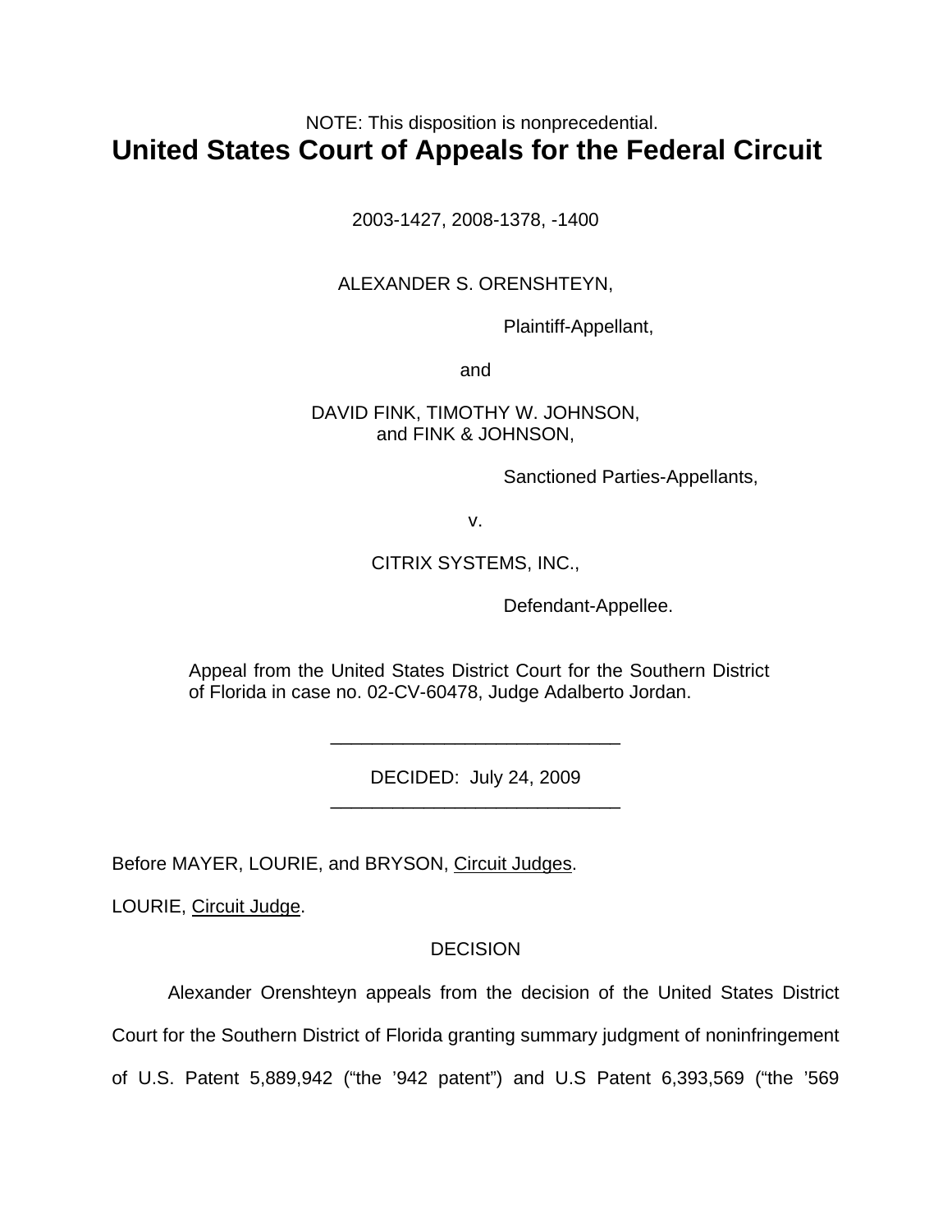NOTE: This disposition is nonprecedential.

# United States Court of Appeals for the Federal Circuit

2003-1427, 2008-1378, -1400

ALEXANDER S. ORENSHTEYN,

Plaintiff-Appellant,

and

DAVID FINK, TIMOTHY W. JOHNSON, and FINK & JOHNSON,

Sanctioned Parties-Appellants,

v.

CITRIX SYSTEMS, INC.,

Defendant-Appellee.

Appeal from the United States District Court for the Southern District of Florida in case no. 02-CV-60478, Judge Adalberto Jordan.

---

DECIDED: July 24, 2009

---

Before MAYER, LOURIE, and BRYSON, Circuit Judges.

LOURIE, Circuit Judge.

DECISION

Alexander Orenshteyn appeals from the decision of the United States District Court for the Southern District of Florida granting summary judgment of noninfringement of U.S. Patent 5,889,942 ("the '942 patent") and U.S Patent 6,393,569 ("the '569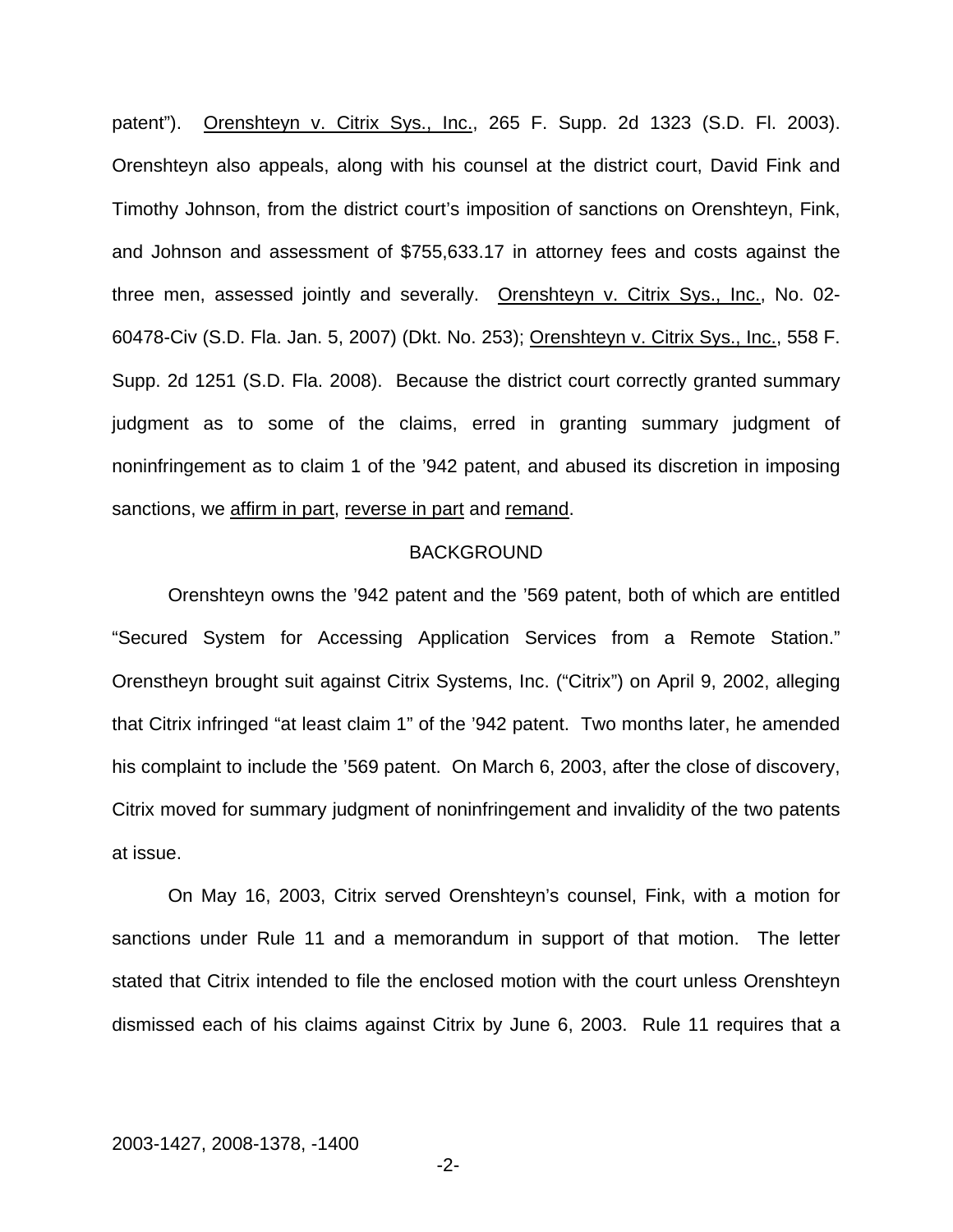patent"). Orenshteyn v. Citrix Sys., Inc., 265 F. Supp. 2d 1323 (S.D. Fl. 2003). Orenshteyn also appeals, along with his counsel at the district court, David Fink and Timothy Johnson, from the district court's imposition of sanctions on Orenshteyn, Fink, and Johnson and assessment of $755,633.17 in attorney fees and costs against the three men, assessed jointly and severally. Orenshteyn v. Citrix Sys., Inc., No. 02-60478-Civ (S.D. Fla. Jan. 5, 2007) (Dkt. No. 253); Orenshteyn v. Citrix Sys., Inc., 558 F. Supp. 2d 1251 (S.D. Fla. 2008). Because the district court correctly granted summary judgment as to some of the claims, erred in granting summary judgment of noninfringement as to claim 1 of the '942 patent, and abused its discretion in imposing sanctions, we affirm in part, reverse in part and remand.

## BACKGROUND

Orenshteyn owns the '942 patent and the '569 patent, both of which are entitled "Secured System for Accessing Application Services from a Remote Station." Orenstheyn brought suit against Citrix Systems, Inc. ("Citrix") on April 9, 2002, alleging that Citrix infringed "at least claim 1" of the '942 patent. Two months later, he amended his complaint to include the '569 patent. On March 6, 2003, after the close of discovery, Citrix moved for summary judgment of noninfringement and invalidity of the two patents at issue.

On May 16, 2003, Citrix served Orenshteyn's counsel, Fink, with a motion for sanctions under Rule 11 and a memorandum in support of that motion. The letter stated that Citrix intended to file the enclosed motion with the court unless Orenshteyn dismissed each of his claims against Citrix by June 6, 2003. Rule 11 requires that a

2003-1427, 2008-1378, -1400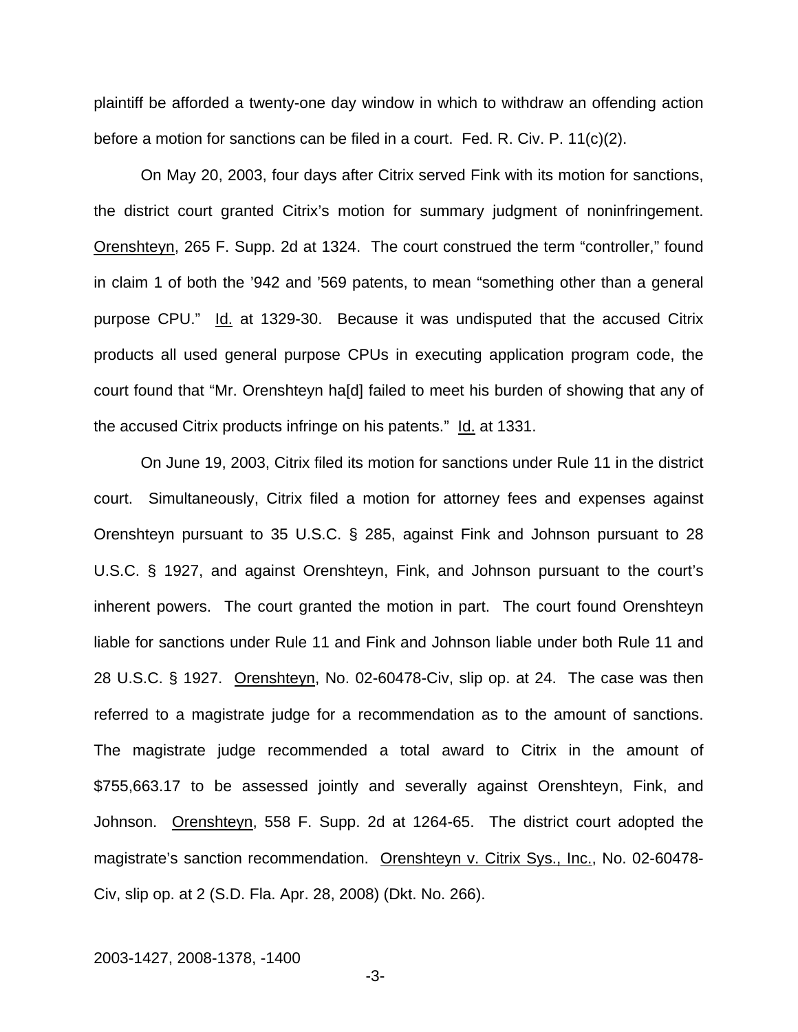plaintiff be afforded a twenty-one day window in which to withdraw an offending action before a motion for sanctions can be filed in a court. Fed. R. Civ. P. 11(c)(2).

On May 20, 2003, four days after Citrix served Fink with its motion for sanctions, the district court granted Citrix's motion for summary judgment of noninfringement. Orenshteyn, 265 F. Supp. 2d at 1324. The court construed the term "controller," found in claim 1 of both the '942 and '569 patents, to mean "something other than a general purpose CPU." Id. at 1329-30. Because it was undisputed that the accused Citrix products all used general purpose CPUs in executing application program code, the court found that "Mr. Orenshteyn ha[d] failed to meet his burden of showing that any of the accused Citrix products infringe on his patents." Id. at 1331.

On June 19, 2003, Citrix filed its motion for sanctions under Rule 11 in the district court. Simultaneously, Citrix filed a motion for attorney fees and expenses against Orenshteyn pursuant to 35 U.S.C. § 285, against Fink and Johnson pursuant to 28 U.S.C. § 1927, and against Orenshteyn, Fink, and Johnson pursuant to the court's inherent powers. The court granted the motion in part. The court found Orenshteyn liable for sanctions under Rule 11 and Fink and Johnson liable under both Rule 11 and 28 U.S.C. § 1927. Orenshteyn, No. 02-60478-Civ, slip op. at 24. The case was then referred to a magistrate judge for a recommendation as to the amount of sanctions. The magistrate judge recommended a total award to Citrix in the amount of $755,663.17 to be assessed jointly and severally against Orenshteyn, Fink, and Johnson. Orenshteyn, 558 F. Supp. 2d at 1264-65. The district court adopted the magistrate's sanction recommendation. Orenshteyn v. Citrix Sys., Inc., No. 02-60478-Civ, slip op. at 2 (S.D. Fla. Apr. 28, 2008) (Dkt. No. 266).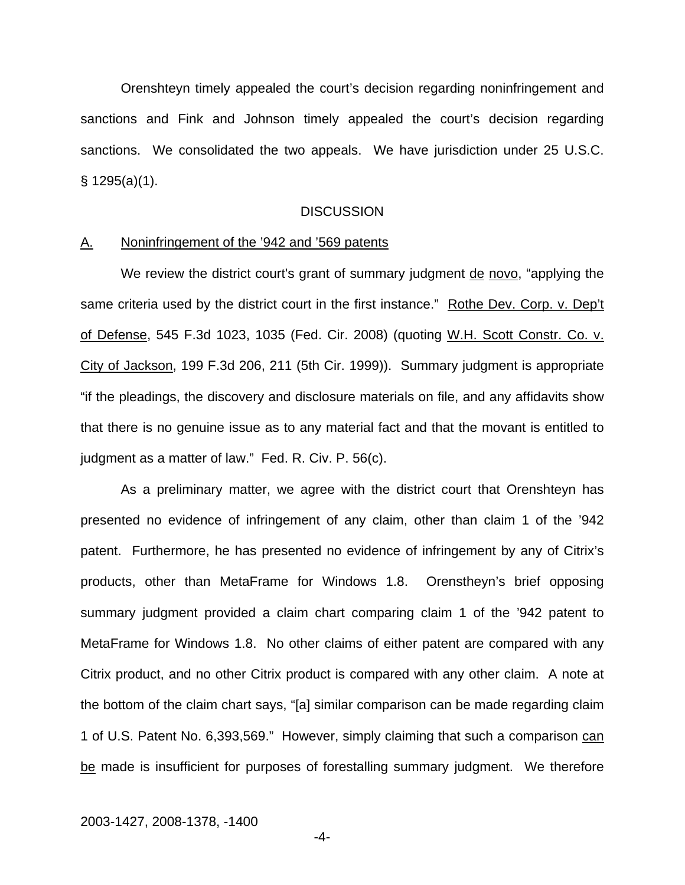Orenshteyn timely appealed the court's decision regarding noninfringement and sanctions and Fink and Johnson timely appealed the court's decision regarding sanctions. We consolidated the two appeals. We have jurisdiction under 25 U.S.C. § 1295(a)(1).

## DISCUSSION

### A. Noninfringement of the '942 and '569 patents

We review the district court's grant of summary judgment de novo, "applying the same criteria used by the district court in the first instance." Rothe Dev. Corp. v. Dep't of Defense, 545 F.3d 1023, 1035 (Fed. Cir. 2008) (quoting W.H. Scott Constr. Co. v. City of Jackson, 199 F.3d 206, 211 (5th Cir. 1999)). Summary judgment is appropriate "if the pleadings, the discovery and disclosure materials on file, and any affidavits show that there is no genuine issue as to any material fact and that the movant is entitled to judgment as a matter of law." Fed. R. Civ. P. 56(c).

As a preliminary matter, we agree with the district court that Orenshteyn has presented no evidence of infringement of any claim, other than claim 1 of the '942 patent. Furthermore, he has presented no evidence of infringement by any of Citrix's products, other than MetaFrame for Windows 1.8. Orenstheyn's brief opposing summary judgment provided a claim chart comparing claim 1 of the '942 patent to MetaFrame for Windows 1.8. No other claims of either patent are compared with any Citrix product, and no other Citrix product is compared with any other claim. A note at the bottom of the claim chart says, "[a] similar comparison can be made regarding claim 1 of U.S. Patent No. 6,393,569." However, simply claiming that such a comparison can be made is insufficient for purposes of forestalling summary judgment. We therefore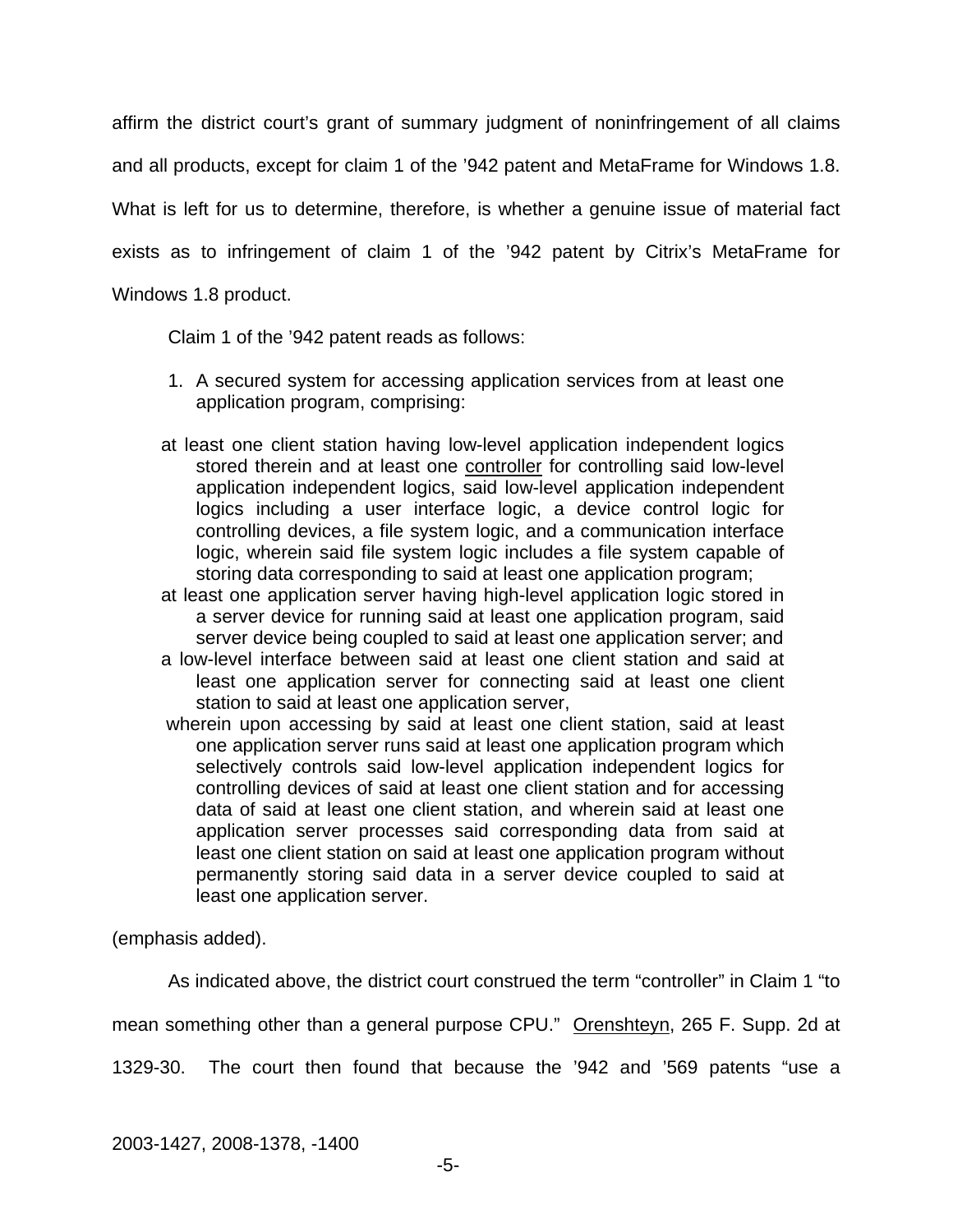affirm the district court's grant of summary judgment of noninfringement of all claims and all products, except for claim 1 of the '942 patent and MetaFrame for Windows 1.8. What is left for us to determine, therefore, is whether a genuine issue of material fact exists as to infringement of claim 1 of the '942 patent by Citrix's MetaFrame for Windows 1.8 product.

Claim 1 of the '942 patent reads as follows:

> 1. A secured system for accessing application services from at least one application program, comprising:
>
> at least one client station having low-level application independent logics stored therein and at least one <u>controller</u> for controlling said low-level application independent logics, said low-level application independent logics including a user interface logic, a device control logic for controlling devices, a file system logic, and a communication interface logic, wherein said file system logic includes a file system capable of storing data corresponding to said at least one application program;
>
> at least one application server having high-level application logic stored in a server device for running said at least one application program, said server device being coupled to said at least one application server; and
>
> a low-level interface between said at least one client station and said at least one application server for connecting said at least one client station to said at least one application server,
>
> wherein upon accessing by said at least one client station, said at least one application server runs said at least one application program which selectively controls said low-level application independent logics for controlling devices of said at least one client station and for accessing data of said at least one client station, and wherein said at least one application server processes said corresponding data from said at least one client station on said at least one application program without permanently storing said data in a server device coupled to said at least one application server.

(emphasis added).

As indicated above, the district court construed the term "controller" in Claim 1 "to mean something other than a general purpose CPU." <u>Orenshteyn</u>, 265 F. Supp. 2d at 1329-30. The court then found that because the '942 and '569 patents "use a

2003-1427, 2008-1378, -1400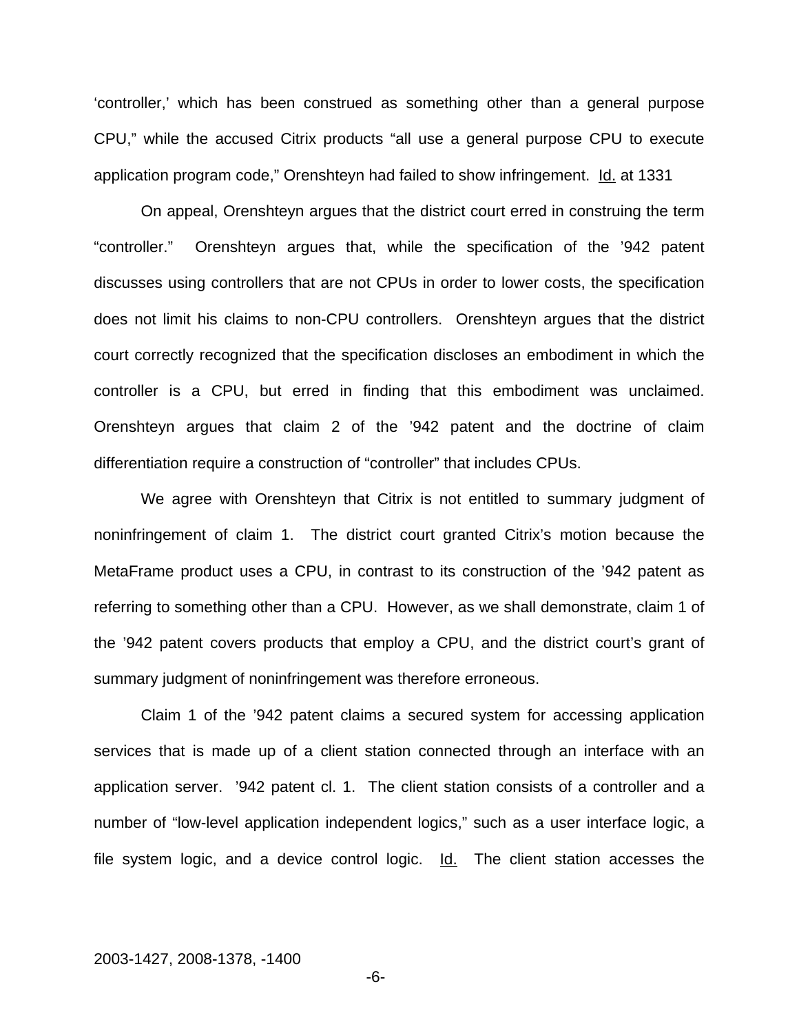'controller,' which has been construed as something other than a general purpose CPU," while the accused Citrix products "all use a general purpose CPU to execute application program code," Orenshteyn had failed to show infringement. Id. at 1331

On appeal, Orenshteyn argues that the district court erred in construing the term "controller." Orenshteyn argues that, while the specification of the '942 patent discusses using controllers that are not CPUs in order to lower costs, the specification does not limit his claims to non-CPU controllers. Orenshteyn argues that the district court correctly recognized that the specification discloses an embodiment in which the controller is a CPU, but erred in finding that this embodiment was unclaimed. Orenshteyn argues that claim 2 of the '942 patent and the doctrine of claim differentiation require a construction of "controller" that includes CPUs.

We agree with Orenshteyn that Citrix is not entitled to summary judgment of noninfringement of claim 1. The district court granted Citrix's motion because the MetaFrame product uses a CPU, in contrast to its construction of the '942 patent as referring to something other than a CPU. However, as we shall demonstrate, claim 1 of the '942 patent covers products that employ a CPU, and the district court's grant of summary judgment of noninfringement was therefore erroneous.

Claim 1 of the '942 patent claims a secured system for accessing application services that is made up of a client station connected through an interface with an application server. '942 patent cl. 1. The client station consists of a controller and a number of "low-level application independent logics," such as a user interface logic, a file system logic, and a device control logic. Id. The client station accesses the

2003-1427, 2008-1378, -1400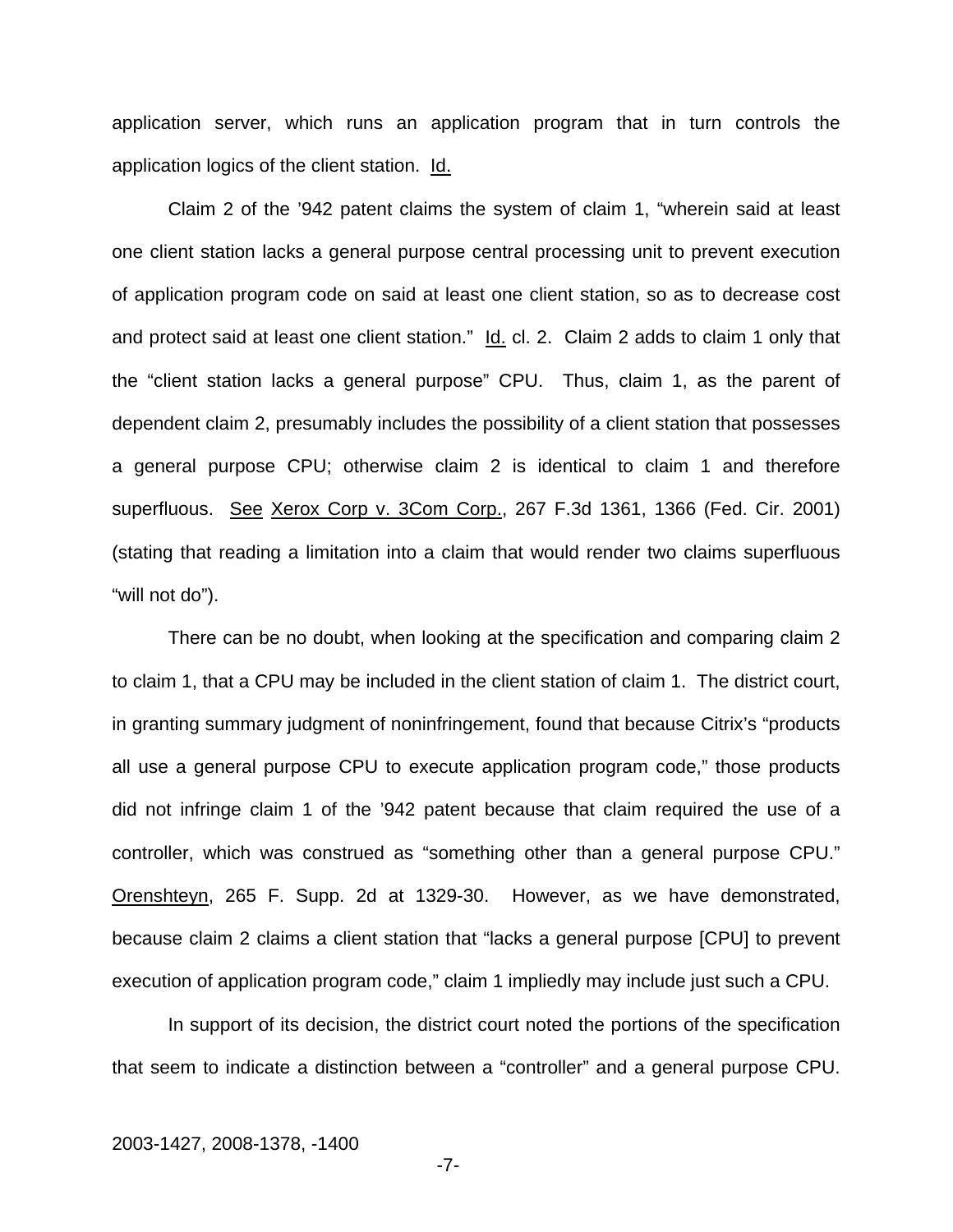application server, which runs an application program that in turn controls the application logics of the client station. Id.

Claim 2 of the '942 patent claims the system of claim 1, "wherein said at least one client station lacks a general purpose central processing unit to prevent execution of application program code on said at least one client station, so as to decrease cost and protect said at least one client station." Id. cl. 2. Claim 2 adds to claim 1 only that the "client station lacks a general purpose" CPU. Thus, claim 1, as the parent of dependent claim 2, presumably includes the possibility of a client station that possesses a general purpose CPU; otherwise claim 2 is identical to claim 1 and therefore superfluous. See Xerox Corp v. 3Com Corp., 267 F.3d 1361, 1366 (Fed. Cir. 2001) (stating that reading a limitation into a claim that would render two claims superfluous "will not do").

There can be no doubt, when looking at the specification and comparing claim 2 to claim 1, that a CPU may be included in the client station of claim 1. The district court, in granting summary judgment of noninfringement, found that because Citrix's "products all use a general purpose CPU to execute application program code," those products did not infringe claim 1 of the '942 patent because that claim required the use of a controller, which was construed as "something other than a general purpose CPU." Orenshteyn, 265 F. Supp. 2d at 1329-30. However, as we have demonstrated, because claim 2 claims a client station that "lacks a general purpose [CPU] to prevent execution of application program code," claim 1 impliedly may include just such a CPU.

In support of its decision, the district court noted the portions of the specification that seem to indicate a distinction between a "controller" and a general purpose CPU.

2003-1427, 2008-1378, -1400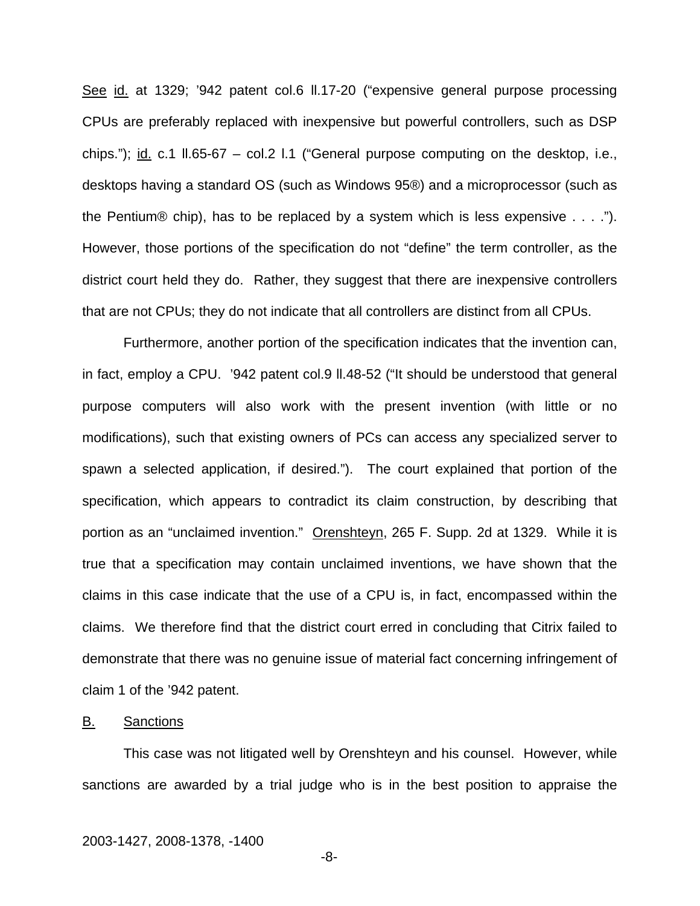See id. at 1329; '942 patent col.6 ll.17-20 ("expensive general purpose processing CPUs are preferably replaced with inexpensive but powerful controllers, such as DSP chips."); id. c.1 ll.65-67 – col.2 l.1 ("General purpose computing on the desktop, i.e., desktops having a standard OS (such as Windows 95®) and a microprocessor (such as the Pentium® chip), has to be replaced by a system which is less expensive . . . ."). However, those portions of the specification do not "define" the term controller, as the district court held they do. Rather, they suggest that there are inexpensive controllers that are not CPUs; they do not indicate that all controllers are distinct from all CPUs.

Furthermore, another portion of the specification indicates that the invention can, in fact, employ a CPU. '942 patent col.9 ll.48-52 ("It should be understood that general purpose computers will also work with the present invention (with little or no modifications), such that existing owners of PCs can access any specialized server to spawn a selected application, if desired."). The court explained that portion of the specification, which appears to contradict its claim construction, by describing that portion as an "unclaimed invention." Orenshteyn, 265 F. Supp. 2d at 1329. While it is true that a specification may contain unclaimed inventions, we have shown that the claims in this case indicate that the use of a CPU is, in fact, encompassed within the claims. We therefore find that the district court erred in concluding that Citrix failed to demonstrate that there was no genuine issue of material fact concerning infringement of claim 1 of the '942 patent.

## B. Sanctions

This case was not litigated well by Orenshteyn and his counsel. However, while sanctions are awarded by a trial judge who is in the best position to appraise the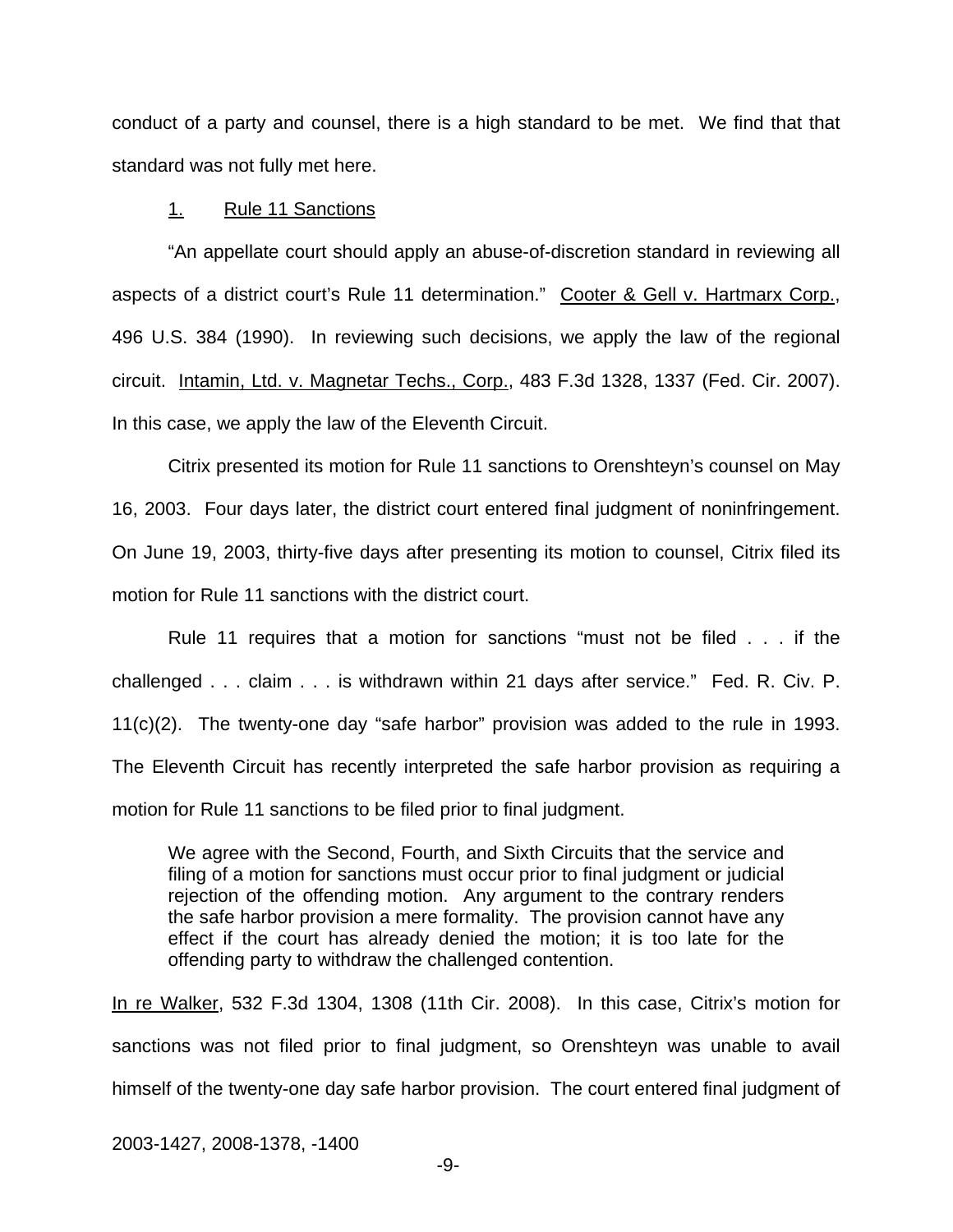conduct of a party and counsel, there is a high standard to be met. We find that that standard was not fully met here.

1. Rule 11 Sanctions

"An appellate court should apply an abuse-of-discretion standard in reviewing all aspects of a district court's Rule 11 determination." Cooter & Gell v. Hartmarx Corp., 496 U.S. 384 (1990). In reviewing such decisions, we apply the law of the regional circuit. Intamin, Ltd. v. Magnetar Techs., Corp., 483 F.3d 1328, 1337 (Fed. Cir. 2007). In this case, we apply the law of the Eleventh Circuit.

Citrix presented its motion for Rule 11 sanctions to Orenshteyn's counsel on May 16, 2003. Four days later, the district court entered final judgment of noninfringement. On June 19, 2003, thirty-five days after presenting its motion to counsel, Citrix filed its motion for Rule 11 sanctions with the district court.

Rule 11 requires that a motion for sanctions "must not be filed . . . if the challenged . . . claim . . . is withdrawn within 21 days after service." Fed. R. Civ. P. 11(c)(2). The twenty-one day "safe harbor" provision was added to the rule in 1993. The Eleventh Circuit has recently interpreted the safe harbor provision as requiring a motion for Rule 11 sanctions to be filed prior to final judgment.

> We agree with the Second, Fourth, and Sixth Circuits that the service and filing of a motion for sanctions must occur prior to final judgment or judicial rejection of the offending motion. Any argument to the contrary renders the safe harbor provision a mere formality. The provision cannot have any effect if the court has already denied the motion; it is too late for the offending party to withdraw the challenged contention.

In re Walker, 532 F.3d 1304, 1308 (11th Cir. 2008). In this case, Citrix's motion for sanctions was not filed prior to final judgment, so Orenshteyn was unable to avail himself of the twenty-one day safe harbor provision. The court entered final judgment of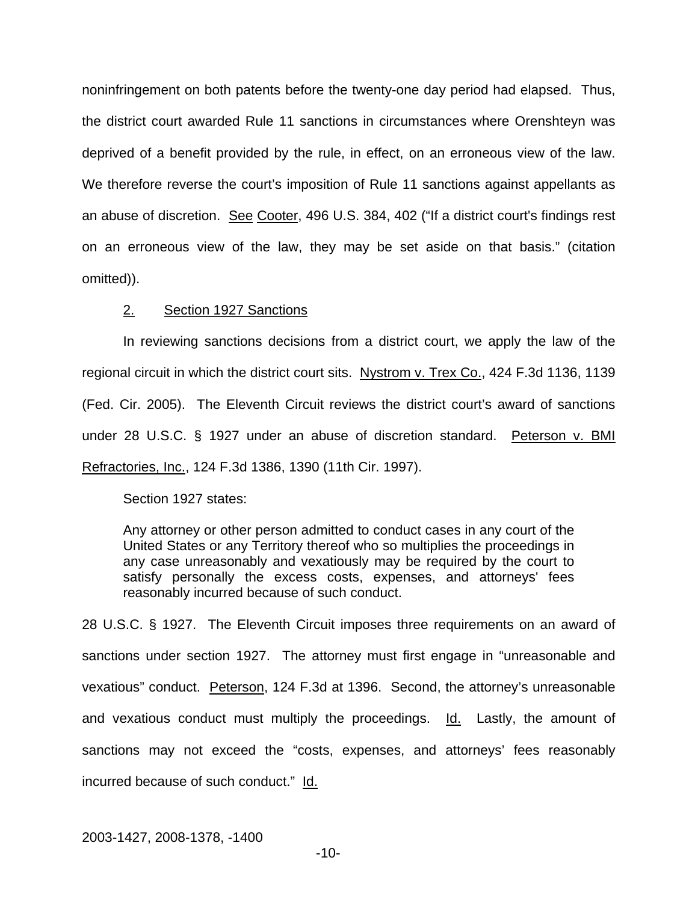noninfringement on both patents before the twenty-one day period had elapsed. Thus, the district court awarded Rule 11 sanctions in circumstances where Orenshteyn was deprived of a benefit provided by the rule, in effect, on an erroneous view of the law. We therefore reverse the court's imposition of Rule 11 sanctions against appellants as an abuse of discretion. See Cooter, 496 U.S. 384, 402 ("If a district court's findings rest on an erroneous view of the law, they may be set aside on that basis." (citation omitted)).

### 2. Section 1927 Sanctions

In reviewing sanctions decisions from a district court, we apply the law of the regional circuit in which the district court sits. Nystrom v. Trex Co., 424 F.3d 1136, 1139 (Fed. Cir. 2005). The Eleventh Circuit reviews the district court's award of sanctions under 28 U.S.C. § 1927 under an abuse of discretion standard. Peterson v. BMI Refractories, Inc., 124 F.3d 1386, 1390 (11th Cir. 1997).

Section 1927 states:

> Any attorney or other person admitted to conduct cases in any court of the United States or any Territory thereof who so multiplies the proceedings in any case unreasonably and vexatiously may be required by the court to satisfy personally the excess costs, expenses, and attorneys' fees reasonably incurred because of such conduct.

28 U.S.C. § 1927. The Eleventh Circuit imposes three requirements on an award of sanctions under section 1927. The attorney must first engage in "unreasonable and vexatious" conduct. Peterson, 124 F.3d at 1396. Second, the attorney's unreasonable and vexatious conduct must multiply the proceedings. Id. Lastly, the amount of sanctions may not exceed the "costs, expenses, and attorneys' fees reasonably incurred because of such conduct." Id.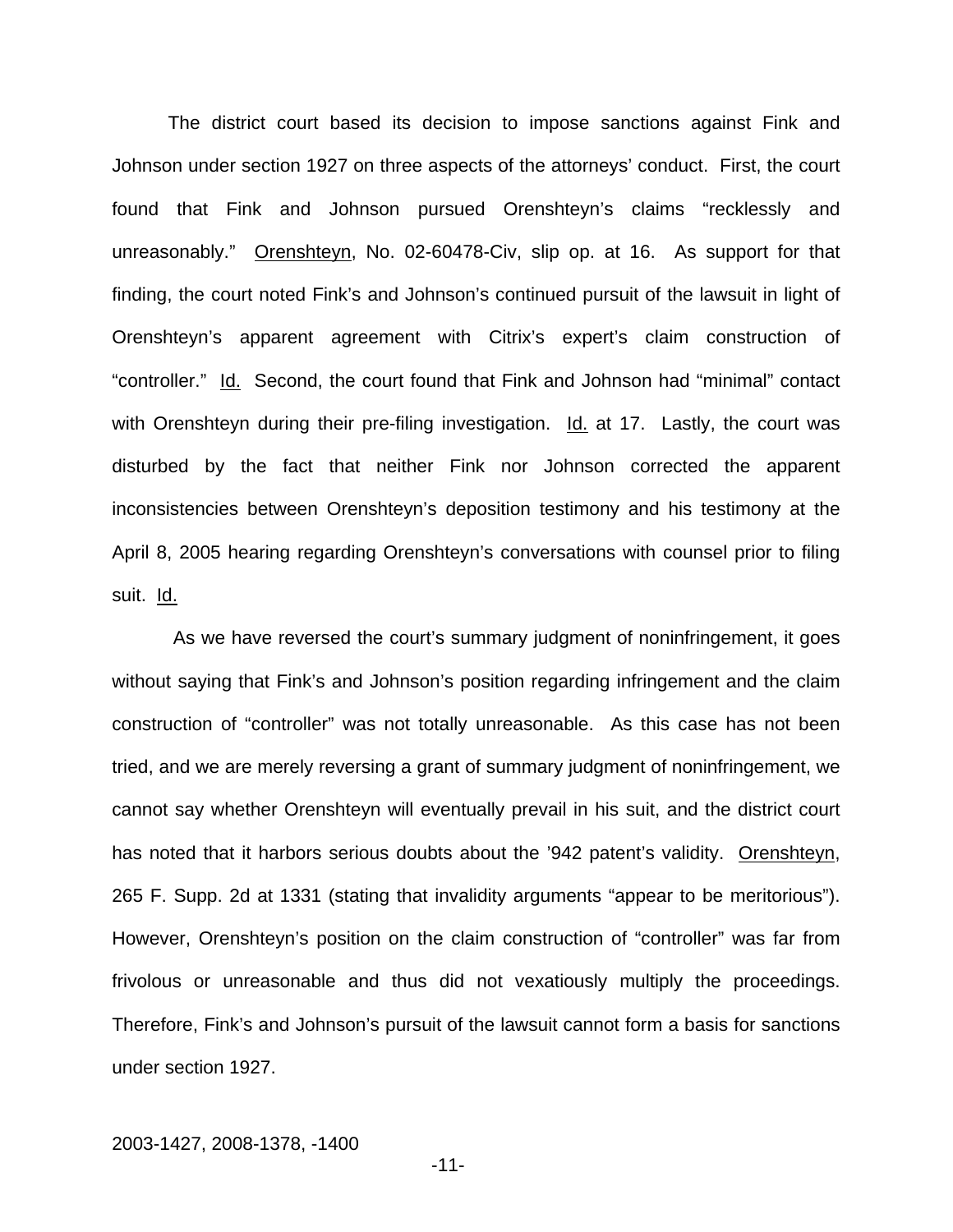The district court based its decision to impose sanctions against Fink and Johnson under section 1927 on three aspects of the attorneys' conduct. First, the court found that Fink and Johnson pursued Orenshteyn's claims "recklessly and unreasonably." Orenshteyn, No. 02-60478-Civ, slip op. at 16. As support for that finding, the court noted Fink's and Johnson's continued pursuit of the lawsuit in light of Orenshteyn's apparent agreement with Citrix's expert's claim construction of "controller." Id. Second, the court found that Fink and Johnson had "minimal" contact with Orenshteyn during their pre-filing investigation. Id. at 17. Lastly, the court was disturbed by the fact that neither Fink nor Johnson corrected the apparent inconsistencies between Orenshteyn's deposition testimony and his testimony at the April 8, 2005 hearing regarding Orenshteyn's conversations with counsel prior to filing suit. Id.

As we have reversed the court's summary judgment of noninfringement, it goes without saying that Fink's and Johnson's position regarding infringement and the claim construction of "controller" was not totally unreasonable. As this case has not been tried, and we are merely reversing a grant of summary judgment of noninfringement, we cannot say whether Orenshteyn will eventually prevail in his suit, and the district court has noted that it harbors serious doubts about the '942 patent's validity. Orenshteyn, 265 F. Supp. 2d at 1331 (stating that invalidity arguments "appear to be meritorious"). However, Orenshteyn's position on the claim construction of "controller" was far from frivolous or unreasonable and thus did not vexatiously multiply the proceedings. Therefore, Fink's and Johnson's pursuit of the lawsuit cannot form a basis for sanctions under section 1927.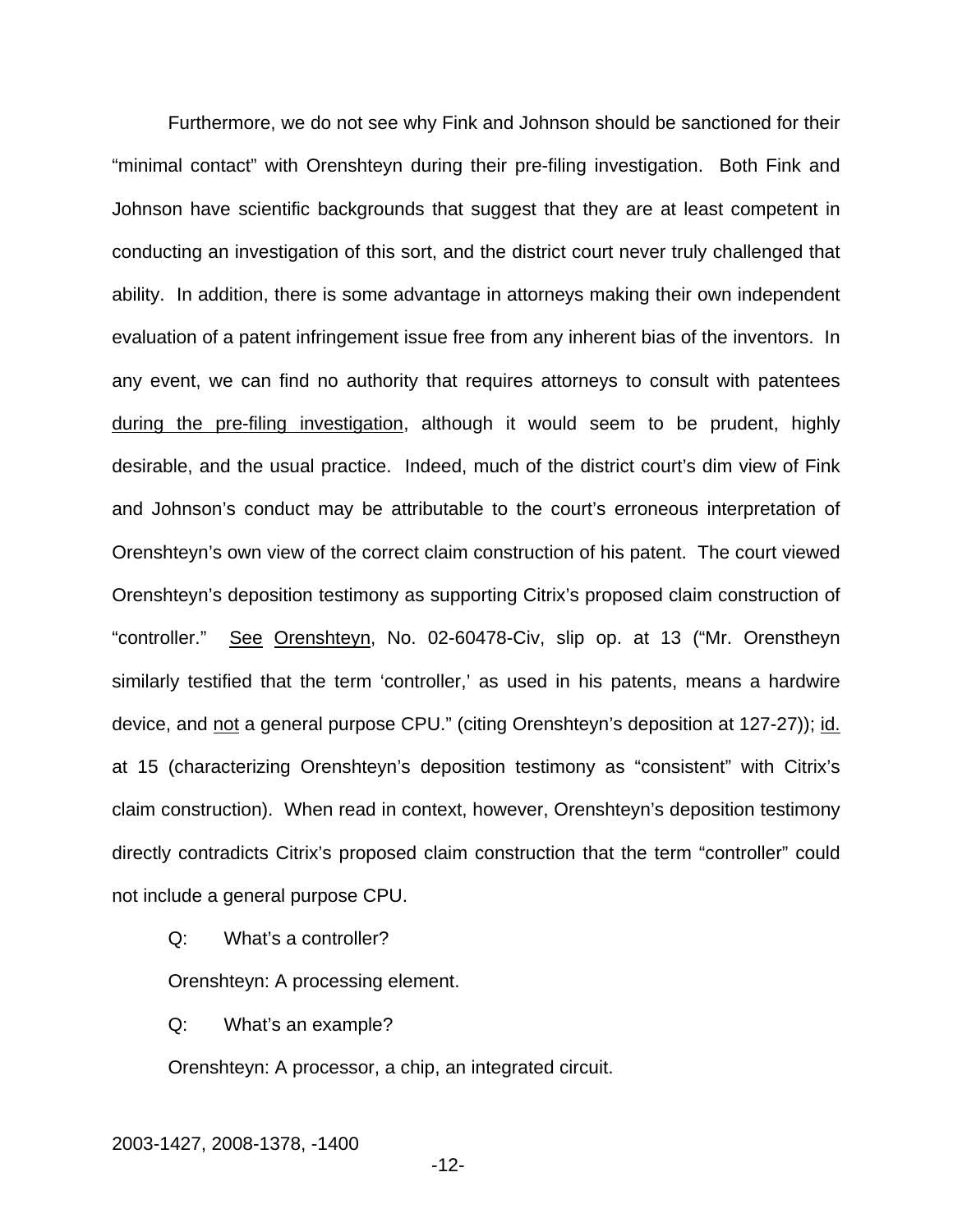Furthermore, we do not see why Fink and Johnson should be sanctioned for their "minimal contact" with Orenshteyn during their pre-filing investigation. Both Fink and Johnson have scientific backgrounds that suggest that they are at least competent in conducting an investigation of this sort, and the district court never truly challenged that ability. In addition, there is some advantage in attorneys making their own independent evaluation of a patent infringement issue free from any inherent bias of the inventors. In any event, we can find no authority that requires attorneys to consult with patentees <u>during the pre-filing investigation</u>, although it would seem to be prudent, highly desirable, and the usual practice. Indeed, much of the district court's dim view of Fink and Johnson's conduct may be attributable to the court's erroneous interpretation of Orenshteyn's own view of the correct claim construction of his patent. The court viewed Orenshteyn's deposition testimony as supporting Citrix's proposed claim construction of "controller." <u>See</u> <u>Orenshteyn</u>, No. 02-60478-Civ, slip op. at 13 ("Mr. Orenstheyn similarly testified that the term 'controller,' as used in his patents, means a hardwire device, and <u>not</u> a general purpose CPU." (citing Orenshteyn's deposition at 127-27)); <u>id.</u> at 15 (characterizing Orenshteyn's deposition testimony as "consistent" with Citrix's claim construction). When read in context, however, Orenshteyn's deposition testimony directly contradicts Citrix's proposed claim construction that the term "controller" could not include a general purpose CPU.

Q: What's a controller?

Orenshteyn: A processing element.

Q: What's an example?

Orenshteyn: A processor, a chip, an integrated circuit.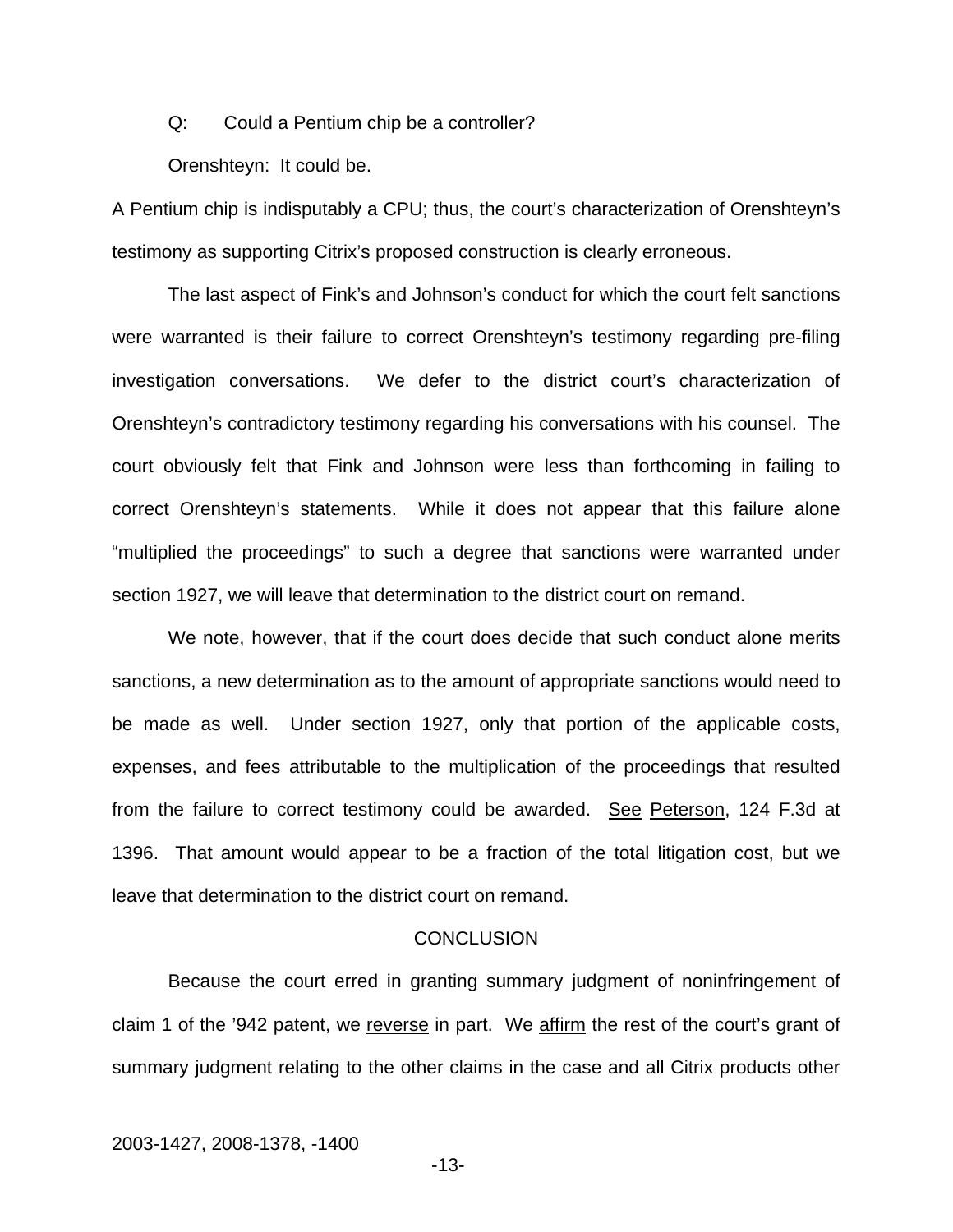Q: Could a Pentium chip be a controller?

Orenshteyn: It could be.

A Pentium chip is indisputably a CPU; thus, the court's characterization of Orenshteyn's testimony as supporting Citrix's proposed construction is clearly erroneous.

The last aspect of Fink's and Johnson's conduct for which the court felt sanctions were warranted is their failure to correct Orenshteyn's testimony regarding pre-filing investigation conversations. We defer to the district court's characterization of Orenshteyn's contradictory testimony regarding his conversations with his counsel. The court obviously felt that Fink and Johnson were less than forthcoming in failing to correct Orenshteyn's statements. While it does not appear that this failure alone "multiplied the proceedings" to such a degree that sanctions were warranted under section 1927, we will leave that determination to the district court on remand.

We note, however, that if the court does decide that such conduct alone merits sanctions, a new determination as to the amount of appropriate sanctions would need to be made as well. Under section 1927, only that portion of the applicable costs, expenses, and fees attributable to the multiplication of the proceedings that resulted from the failure to correct testimony could be awarded. See Peterson, 124 F.3d at 1396. That amount would appear to be a fraction of the total litigation cost, but we leave that determination to the district court on remand.

## CONCLUSION

Because the court erred in granting summary judgment of noninfringement of claim 1 of the '942 patent, we reverse in part. We affirm the rest of the court's grant of summary judgment relating to the other claims in the case and all Citrix products other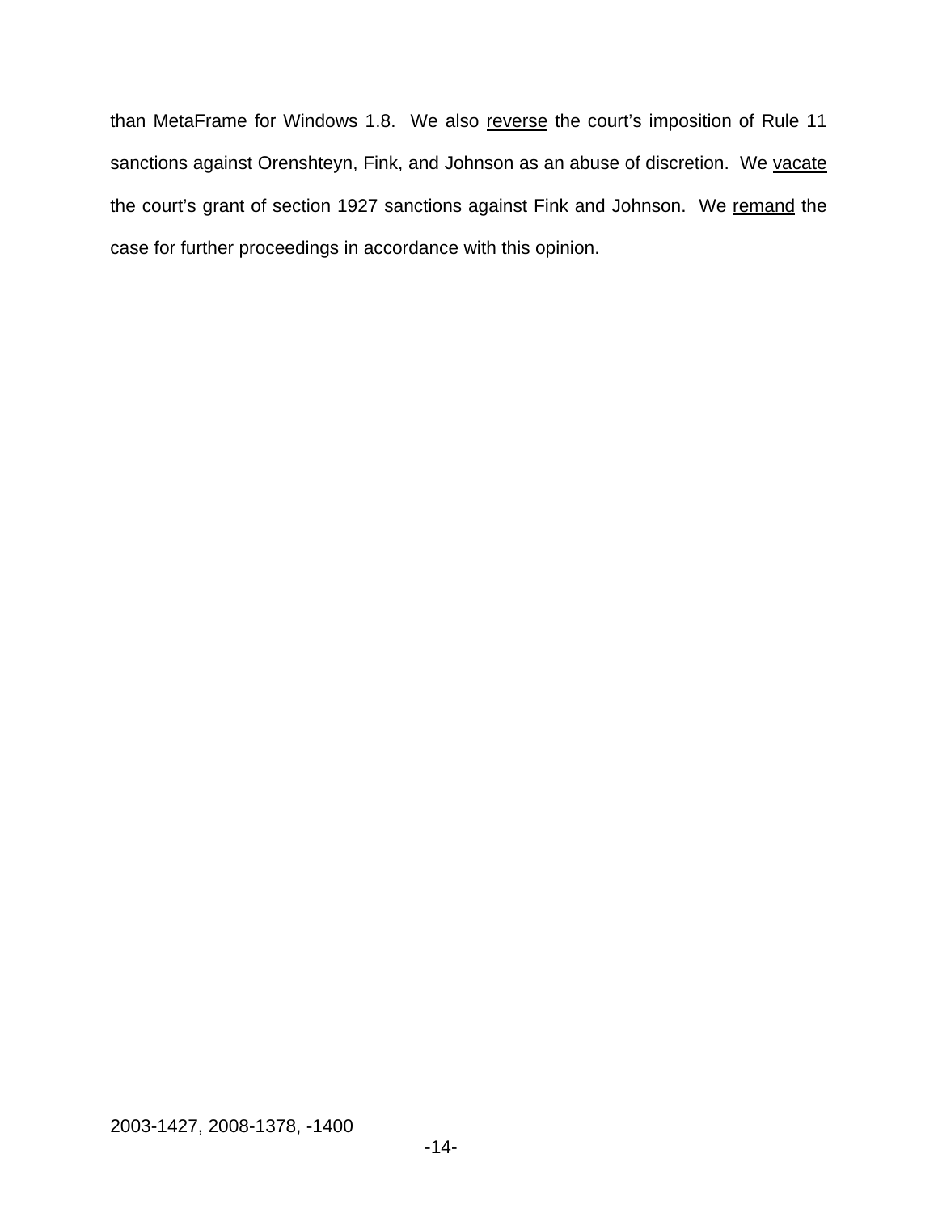than MetaFrame for Windows 1.8. We also reverse the court's imposition of Rule 11 sanctions against Orenshteyn, Fink, and Johnson as an abuse of discretion. We vacate the court's grant of section 1927 sanctions against Fink and Johnson. We remand the case for further proceedings in accordance with this opinion.